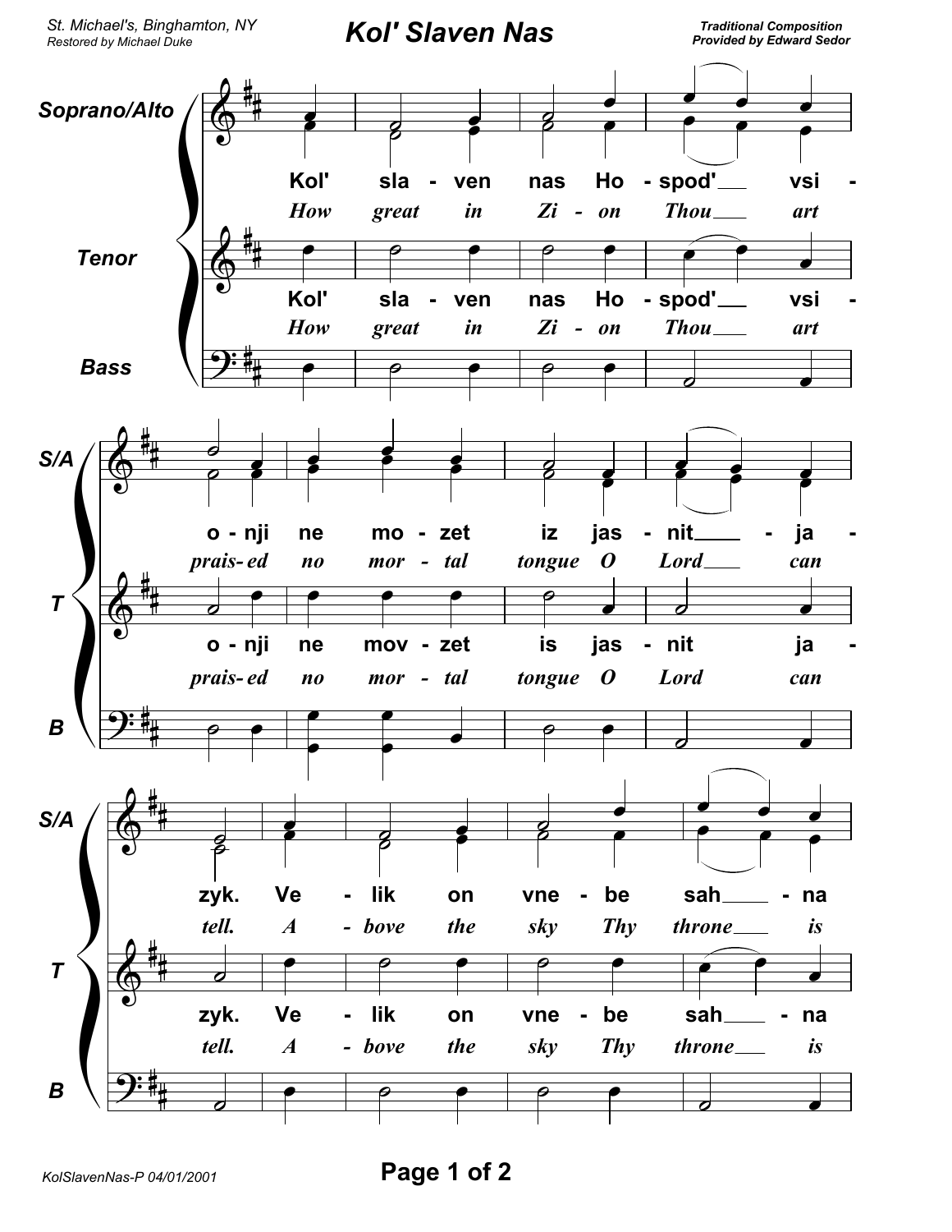St. Michael's, Binghamton, NY
Restored by Michael Duke

# Kol' Slaven Nas

**Traditional Composition**
**Provided by Edward Sedor**

**Soprano/Alto**

Kol' sla - ven nas Ho - spod' vsi - o - nji ne mo - zet iz jas - nit - ja - zyk. Ve - lik on vne - be sah - na

*How great in Zi - on Thou art prais- ed no mor - tal tongue O Lord can tell. A - bove the sky Thy throne is*

**Tenor**

Kol' sla - ven nas Ho - spod' vsi - o - nji ne mov - zet is jas - nit ja - zyk. Ve - lik on vne - be sah - na

*How great in Zi - on Thou art prais- ed no mor - tal tongue O Lord can tell. A - bove the sky Thy throne is*

**Bass**

KolSlavenNas-P 04/01/2001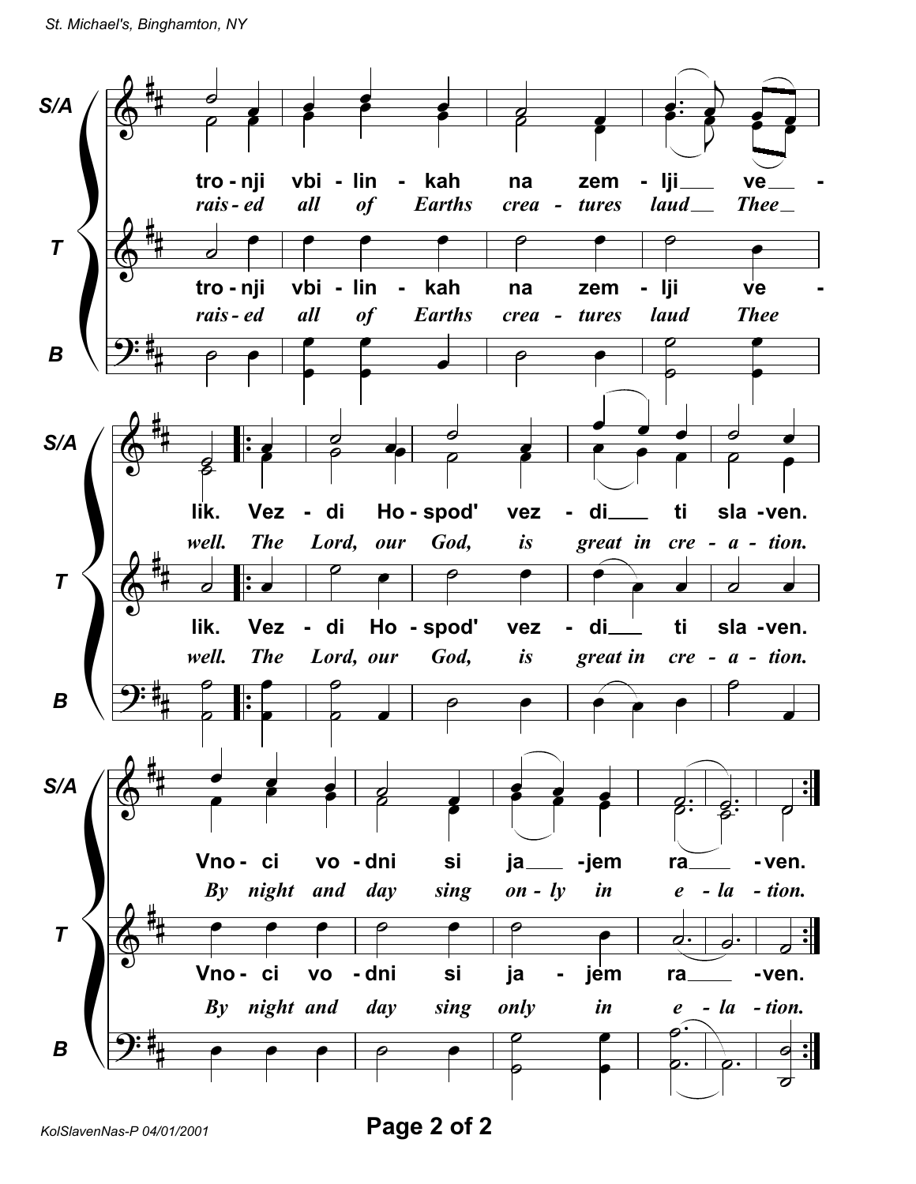S/A

tro - nji vbi - lin - kah na zem - lji ve -

*rais - ed all of Earths crea - tures laud Thee*

T

tro - nji vbi - lin - kah na zem - lji ve -

*rais - ed all of Earths crea - tures laud Thee*

B

S/A

lik. Vez - di Ho - spod' vez - di ti sla - ven.

*well. The Lord, our God, is great in cre - a - tion.*

T

lik. Vez - di Ho - spod' vez - di ti sla - ven.

*well. The Lord, our God, is great in cre - a - tion.*

B

S/A

Vno - ci vo - dni si ja - jem ra - ven.

*By night and day sing on - ly in e - la - tion.*

T

Vno - ci vo - dni si ja - jem ra - ven.

*By night and day sing only in e - la - tion.*

B